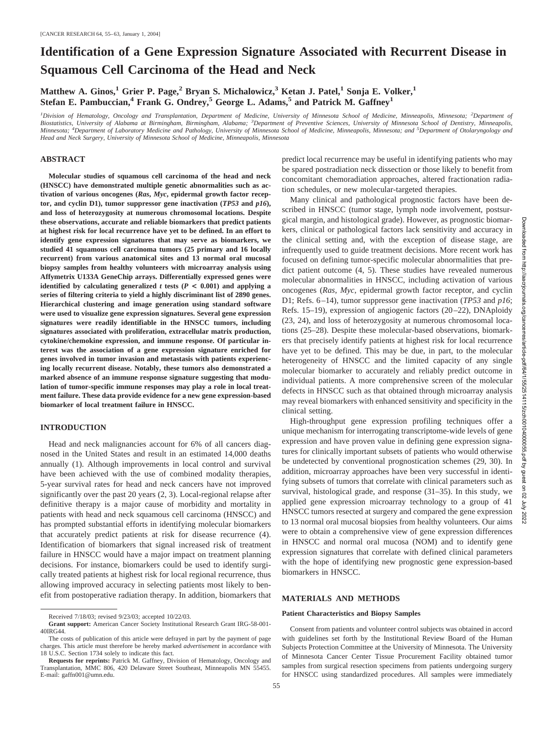# Identification of a Gene Expression Signature Associated with Recurrent Disease in Squamous Cell Carcinoma of the Head and Neck

**Matthew A. Ginos,[1] Grier P. Page,[2] Bryan S. Michalowicz,[3] Ketan J. Patel,[1] Sonja E. Volker,[1] Stefan E. Pambuccian,[4] Frank G. Ondrey,[5] George L. Adams,[5] and Patrick M. Gaffney[1]**

[1]Division of Hematology, Oncology and Transplantation, Department of Medicine, University of Minnesota School of Medicine, Minneapolis, Minnesota; [2]Department of Biostatistics, University of Alabama at Birmingham, Birmingham, Alabama; [3]Department of Preventive Sciences, University of Minnesota School of Dentistry, Minneapolis, Minnesota; [4]Department of Laboratory Medicine and Pathology, University of Minnesota School of Medicine, Minneapolis, Minnesota; and [5]Department of Otolaryngology and Head and Neck Surgery, University of Minnesota School of Medicine, Minneapolis, Minnesota

## ABSTRACT

**Molecular studies of squamous cell carcinoma of the head and neck (HNSCC) have demonstrated multiple genetic abnormalities such as activation of various oncogenes (*Ras*, *Myc*, epidermal growth factor receptor, and cyclin D1), tumor suppressor gene inactivation (*TP53* and *p16*), and loss of heterozygosity at numerous chromosomal locations. Despite these observations, accurate and reliable biomarkers that predict patients at highest risk for local recurrence have yet to be defined. In an effort to identify gene expression signatures that may serve as biomarkers, we studied 41 squamous cell carcinoma tumors (25 primary and 16 locally recurrent) from various anatomical sites and 13 normal oral mucosal biopsy samples from healthy volunteers with microarray analysis using Affymetrix U133A GeneChip arrays. Differentially expressed genes were identified by calculating generalized *t* tests ($P < 0.001$) and applying a series of filtering criteria to yield a highly discriminant list of 2890 genes. Hierarchical clustering and image generation using standard software were used to visualize gene expression signatures. Several gene expression signatures were readily identifiable in the HNSCC tumors, including signatures associated with proliferation, extracellular matrix production, cytokine/chemokine expression, and immune response. Of particular interest was the association of a gene expression signature enriched for genes involved in tumor invasion and metastasis with patients experiencing locally recurrent disease. Notably, these tumors also demonstrated a marked absence of an immune response signature suggesting that modulation of tumor-specific immune responses may play a role in local treatment failure. These data provide evidence for a new gene expression-based biomarker of local treatment failure in HNSCC.**

## INTRODUCTION

Head and neck malignancies account for 6% of all cancers diagnosed in the United States and result in an estimated 14,000 deaths annually (1). Although improvements in local control and survival have been achieved with the use of combined modality therapies, 5-year survival rates for head and neck cancers have not improved significantly over the past 20 years (2, 3). Local-regional relapse after definitive therapy is a major cause of morbidity and mortality in patients with head and neck squamous cell carcinoma (HNSCC) and has prompted substantial efforts in identifying molecular biomarkers that accurately predict patients at risk for disease recurrence (4). Identification of biomarkers that signal increased risk of treatment failure in HNSCC would have a major impact on treatment planning decisions. For instance, biomarkers could be used to identify surgically treated patients at highest risk for local regional recurrence, thus allowing improved accuracy in selecting patients most likely to benefit from postoperative radiation therapy. In addition, biomarkers that predict local recurrence may be useful in identifying patients who may be spared postradiation neck dissection or those likely to benefit from concomitant chemoradiation approaches, altered fractionation radiation schedules, or new molecular-targeted therapies.

Many clinical and pathological prognostic factors have been described in HNSCC (tumor stage, lymph node involvement, postsurgical margin, and histological grade). However, as prognostic biomarkers, clinical or pathological factors lack sensitivity and accuracy in the clinical setting and, with the exception of disease stage, are infrequently used to guide treatment decisions. More recent work has focused on defining tumor-specific molecular abnormalities that predict patient outcome (4, 5). These studies have revealed numerous molecular abnormalities in HNSCC, including activation of various oncogenes (*Ras*, *Myc*, epidermal growth factor receptor, and cyclin D1; Refs. 6–14), tumor suppressor gene inactivation (*TP53* and *p16*; Refs. 15–19), expression of angiogenic factors (20–22), DNAploidy (23, 24), and loss of heterozygosity at numerous chromosomal locations (25–28). Despite these molecular-based observations, biomarkers that precisely identify patients at highest risk for local recurrence have yet to be defined. This may be due, in part, to the molecular heterogeneity of HNSCC and the limited capacity of any single molecular biomarker to accurately and reliably predict outcome in individual patients. A more comprehensive screen of the molecular defects in HNSCC such as that obtained through microarray analysis may reveal biomarkers with enhanced sensitivity and specificity in the clinical setting.

High-throughput gene expression profiling techniques offer a unique mechanism for interrogating transcriptome-wide levels of gene expression and have proven value in defining gene expression signatures for clinically important subsets of patients who would otherwise be undetected by conventional prognostication schemes (29, 30). In addition, microarray approaches have been very successful in identifying subsets of tumors that correlate with clinical parameters such as survival, histological grade, and response (31–35). In this study, we applied gene expression microarray technology to a group of 41 HNSCC tumors resected at surgery and compared the gene expression to 13 normal oral mucosal biopsies from healthy volunteers. Our aims were to obtain a comprehensive view of gene expression differences in HNSCC and normal oral mucosa (NOM) and to identify gene expression signatures that correlate with defined clinical parameters with the hope of identifying new prognostic gene expression-based biomarkers in HNSCC.

## MATERIALS AND METHODS

### Patient Characteristics and Biopsy Samples

Consent from patients and volunteer control subjects was obtained in accord with guidelines set forth by the Institutional Review Board of the Human Subjects Protection Committee at the University of Minnesota. The University of Minnesota Cancer Center Tissue Procurement Facility obtained tumor samples from surgical resection specimens from patients undergoing surgery for HNSCC using standardized procedures. All samples were immediately

---

Received 7/18/03; revised 9/23/03; accepted 10/22/03.

**Grant support:** American Cancer Society Institutional Research Grant IRG-58-001-40IRG44.

The costs of publication of this article were defrayed in part by the payment of page charges. This article must therefore be hereby marked *advertisement* in accordance with 18 U.S.C. Section 1734 solely to indicate this fact.

**Requests for reprints:** Patrick M. Gaffney, Division of Hematology, Oncology and Transplantation, MMC 806, 420 Delaware Street Southeast, Minneapolis MN 55455. E-mail: gaffn001@umn.edu.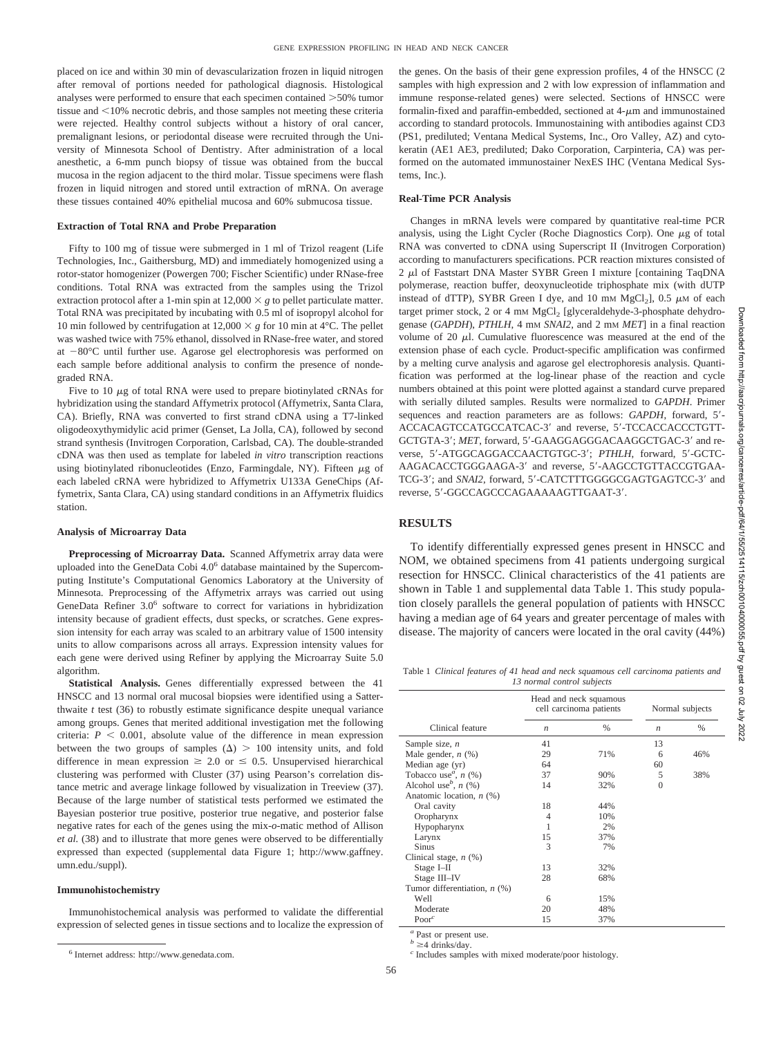placed on ice and within 30 min of devascularization frozen in liquid nitrogen after removal of portions needed for pathological diagnosis. Histological analyses were performed to ensure that each specimen contained >50% tumor tissue and <10% necrotic debris, and those samples not meeting these criteria were rejected. Healthy control subjects without a history of oral cancer, premalignant lesions, or periodontal disease were recruited through the University of Minnesota School of Dentistry. After administration of a local anesthetic, a 6-mm punch biopsy of tissue was obtained from the buccal mucosa in the region adjacent to the third molar. Tissue specimens were flash frozen in liquid nitrogen and stored until extraction of mRNA. On average these tissues contained 40% epithelial mucosa and 60% submucosa tissue.

### Extraction of Total RNA and Probe Preparation

Fifty to 100 mg of tissue were submerged in 1 ml of Trizol reagent (Life Technologies, Inc., Gaithersburg, MD) and immediately homogenized using a rotor-stator homogenizer (Powergen 700; Fischer Scientific) under RNase-free conditions. Total RNA was extracted from the samples using the Trizol extraction protocol after a 1-min spin at $12{,}000 \times g$ to pellet particulate matter. Total RNA was precipitated by incubating with 0.5 ml of isopropyl alcohol for 10 min followed by centrifugation at $12{,}000 \times g$ for 10 min at 4°C. The pellet was washed twice with 75% ethanol, dissolved in RNase-free water, and stored at −80°C until further use. Agarose gel electrophoresis was performed on each sample before additional analysis to confirm the presence of nondegraded RNA.

Five to 10 $\mu$g of total RNA were used to prepare biotinylated cRNAs for hybridization using the standard Affymetrix protocol (Affymetrix, Santa Clara, CA). Briefly, RNA was converted to first strand cDNA using a T7-linked oligodeoxythymidylic acid primer (Genset, La Jolla, CA), followed by second strand synthesis (Invitrogen Corporation, Carlsbad, CA). The double-stranded cDNA was then used as template for labeled *in vitro* transcription reactions using biotinylated ribonucleotides (Enzo, Farmingdale, NY). Fifteen $\mu$g of each labeled cRNA were hybridized to Affymetrix U133A GeneChips (Affymetrix, Santa Clara, CA) using standard conditions in an Affymetrix fluidics station.

### Analysis of Microarray Data

**Preprocessing of Microarray Data.** Scanned Affymetrix array data were uploaded into the GeneData Cobi 4.0[6] database maintained by the Supercomputing Institute's Computational Genomics Laboratory at the University of Minnesota. Preprocessing of the Affymetrix arrays was carried out using GeneData Refiner 3.0[6] software to correct for variations in hybridization intensity because of gradient effects, dust specks, or scratches. Gene expression intensity for each array was scaled to an arbitrary value of 1500 intensity units to allow comparisons across all arrays. Expression intensity values for each gene were derived using Refiner by applying the Microarray Suite 5.0 algorithm.

**Statistical Analysis.** Genes differentially expressed between the 41 HNSCC and 13 normal oral mucosal biopsies were identified using a Satterthwaite *t* test (36) to robustly estimate significance despite unequal variance among groups. Genes that merited additional investigation met the following criteria: $P < 0.001$, absolute value of the difference in mean expression between the two groups of samples ($\Delta$) > 100 intensity units, and fold difference in mean expression $\geq 2.0$ or $\leq 0.5$. Unsupervised hierarchical clustering was performed with Cluster (37) using Pearson's correlation distance metric and average linkage followed by visualization in Treeview (37). Because of the large number of statistical tests performed we estimated the Bayesian posterior true positive, posterior true negative, and posterior false negative rates for each of the genes using the mix-*o*-matic method of Allison *et al.* (38) and to illustrate that more genes were observed to be differentially expressed than expected (supplemental data Figure 1; http://www.gaffney.umn.edu./suppl).

### Immunohistochemistry

Immunohistochemical analysis was performed to validate the differential expression of selected genes in tissue sections and to localize the expression of the genes. On the basis of their gene expression profiles, 4 of the HNSCC (2 samples with high expression and 2 with low expression of inflammation and immune response-related genes) were selected. Sections of HNSCC were formalin-fixed and paraffin-embedded, sectioned at 4-$\mu$m and immunostained according to standard protocols. Immunostaining with antibodies against CD3 (PS1, prediluted; Ventana Medical Systems, Inc., Oro Valley, AZ) and cytokeratin (AE1 AE3, prediluted; Dako Corporation, Carpinteria, CA) was performed on the automated immunostainer NexES IHC (Ventana Medical Systems, Inc.).

### Real-Time PCR Analysis

Changes in mRNA levels were compared by quantitative real-time PCR analysis, using the Light Cycler (Roche Diagnostics Corp). One $\mu$g of total RNA was converted to cDNA using Superscript II (Invitrogen Corporation) according to manufacturers specifications. PCR reaction mixtures consisted of 2 $\mu$l of Faststart DNA Master SYBR Green I mixture [containing TaqDNA polymerase, reaction buffer, deoxynucleotide triphosphate mix (with dUTP instead of dTTP), SYBR Green I dye, and 10 mM $MgCl_2$], 0.5 $\mu$M of each target primer stock, 2 or 4 mM $MgCl_2$ [glyceraldehyde-3-phosphate dehydrogenase (*GAPDH*), *PTHLH*, 4 mM *SNAI2*, and 2 mM *MET*] in a final reaction volume of 20 $\mu$l. Cumulative fluorescence was measured at the end of the extension phase of each cycle. Product-specific amplification was confirmed by a melting curve analysis and agarose gel electrophoresis analysis. Quantification was performed at the log-linear phase of the reaction and cycle numbers obtained at this point were plotted against a standard curve prepared with serially diluted samples. Results were normalized to *GAPDH*. Primer sequences and reaction parameters are as follows: *GAPDH*, forward, 5′-ACCACAGTCCATGCCATCAC-3′ and reverse, 5′-TCCACCACCCTGTTGCTGTA-3′; *MET*, forward, 5′-GAAGGAGGGACAAGGCTGAC-3′ and reverse, 5′-ATGGCAGGACCAACTGTGC-3′; *PTHLH*, forward, 5′-GCTCAAGACACCTGGGAAGA-3′ and reverse, 5′-AAGCCTGTTACCGTGAATCG-3′; and *SNAI2*, forward, 5′-CATCTTTGGGGCGAGTGAGTCC-3′ and reverse, 5′-GGCCAGCCCAGAAAAAGTTGAAT-3′.

## RESULTS

To identify differentially expressed genes present in HNSCC and NOM, we obtained specimens from 41 patients undergoing surgical resection for HNSCC. Clinical characteristics of the 41 patients are shown in Table 1 and supplemental data Table 1. This study population closely parallels the general population of patients with HNSCC having a median age of 64 years and greater percentage of males with disease. The majority of cancers were located in the oral cavity (44%)

Table 1 *Clinical features of 41 head and neck squamous cell carcinoma patients and 13 normal control subjects*

| | Head and neck squamous cell carcinoma patients | | Normal subjects | |
|---|---|---|---|---|
| Clinical feature | *n* | % | *n* | % |
| Sample size, *n* | 41 | | 13 | |
| Male gender, *n* (%) | 29 | 71% | 6 | 46% |
| Median age (yr) | 64 | | 60 | |
| Tobacco use[a], *n* (%) | 37 | 90% | 5 | 38% |
| Alcohol use[b], *n* (%) | 14 | 32% | 0 | |
| Anatomic location, *n* (%) | | | | |
| Oral cavity | 18 | 44% | | |
| Oropharynx | 4 | 10% | | |
| Hypopharynx | 1 | 2% | | |
| Larynx | 15 | 37% | | |
| Sinus | 3 | 7% | | |
| Clinical stage, *n* (%) | | | | |
| Stage I–II | 13 | 32% | | |
| Stage III–IV | 28 | 68% | | |
| Tumor differentiation, *n* (%) | | | | |
| Well | 6 | 15% | | |
| Moderate | 20 | 48% | | |
| Poor[c] | 15 | 37% | | |

[a] Past or present use.
[b] ≥4 drinks/day.
[c] Includes samples with mixed moderate/poor histology.

[6] Internet address: http://www.genedata.com.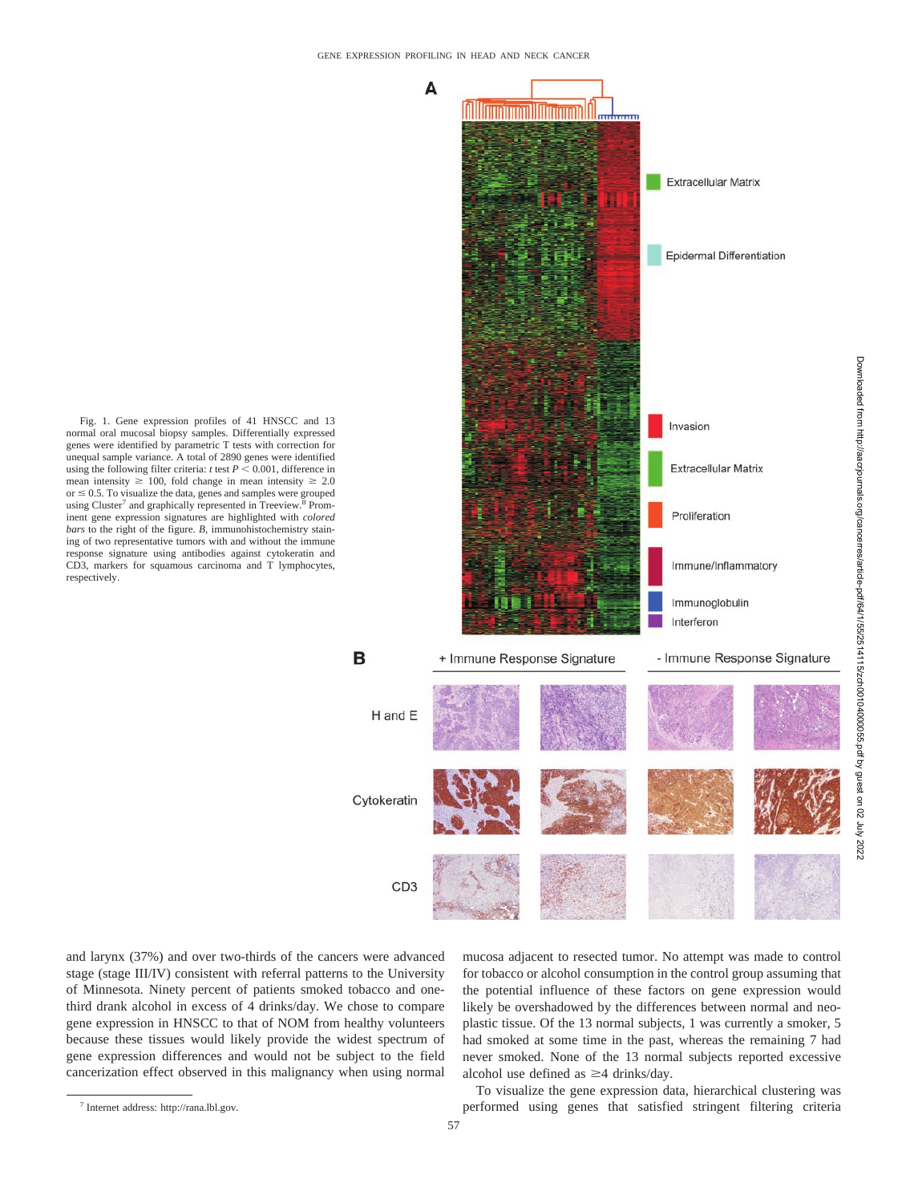Fig. 1. Gene expression profiles of 41 HNSCC and 13 normal oral mucosal biopsy samples. Differentially expressed genes were identified by parametric T tests with correction for unequal sample variance. A total of 2890 genes were identified using the following filter criteria: *t* test $P < 0.001$, difference in mean intensity $\geq 100$, fold change in mean intensity $\geq 2.0$ or $\leq 0.5$. To visualize the data, genes and samples were grouped using Cluster[7] and graphically represented in Treeview.[8] Prominent gene expression signatures are highlighted with *colored bars* to the right of the figure. *B*, immunohistochemistry staining of two representative tumors with and without the immune response signature using antibodies against cytokeratin and CD3, markers for squamous carcinoma and T lymphocytes, respectively.

and larynx (37%) and over two-thirds of the cancers were advanced stage (stage III/IV) consistent with referral patterns to the University of Minnesota. Ninety percent of patients smoked tobacco and one-third drank alcohol in excess of 4 drinks/day. We chose to compare gene expression in HNSCC to that of NOM from healthy volunteers because these tissues would likely provide the widest spectrum of gene expression differences and would not be subject to the field cancerization effect observed in this malignancy when using normal mucosa adjacent to resected tumor. No attempt was made to control for tobacco or alcohol consumption in the control group assuming that the potential influence of these factors on gene expression would likely be overshadowed by the differences between normal and neoplastic tissue. Of the 13 normal subjects, 1 was currently a smoker, 5 had smoked at some time in the past, whereas the remaining 7 had never smoked. None of the 13 normal subjects reported excessive alcohol use defined as $\geq$4 drinks/day.

To visualize the gene expression data, hierarchical clustering was performed using genes that satisfied stringent filtering criteria

[7] Internet address: http://rana.lbl.gov.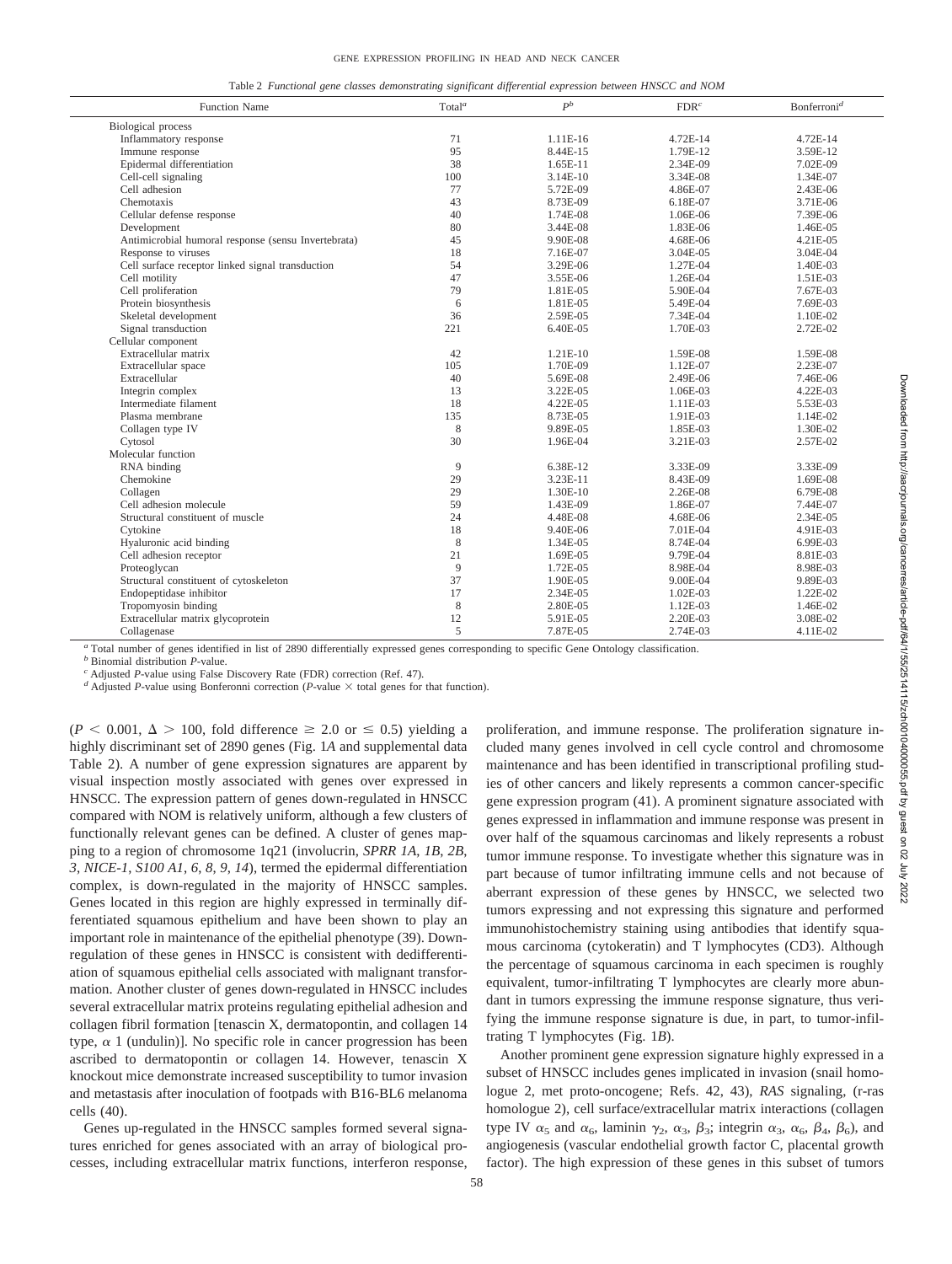Table 2 *Functional gene classes demonstrating significant differential expression between HNSCC and NOM*

| Function Name | Total[a] | P[b] | FDR[c] | Bonferroni[d] |
|---|---|---|---|---|
| Biological process | | | | |
| Inflammatory response | 71 | 1.11E-16 | 4.72E-14 | 4.72E-14 |
| Immune response | 95 | 8.44E-15 | 1.79E-12 | 3.59E-12 |
| Epidermal differentiation | 38 | 1.65E-11 | 2.34E-09 | 7.02E-09 |
| Cell-cell signaling | 100 | 3.14E-10 | 3.34E-08 | 1.34E-07 |
| Cell adhesion | 77 | 5.72E-09 | 4.86E-07 | 2.43E-06 |
| Chemotaxis | 43 | 8.73E-09 | 6.18E-07 | 3.71E-06 |
| Cellular defense response | 40 | 1.74E-08 | 1.06E-06 | 7.39E-06 |
| Development | 80 | 3.44E-08 | 1.83E-06 | 1.46E-05 |
| Antimicrobial humoral response (sensu Invertebrata) | 45 | 9.90E-08 | 4.68E-06 | 4.21E-05 |
| Response to viruses | 18 | 7.16E-07 | 3.04E-05 | 3.04E-04 |
| Cell surface receptor linked signal transduction | 54 | 3.29E-06 | 1.27E-04 | 1.40E-03 |
| Cell motility | 47 | 3.55E-06 | 1.26E-04 | 1.51E-03 |
| Cell proliferation | 79 | 1.81E-05 | 5.90E-04 | 7.67E-03 |
| Protein biosynthesis | 6 | 1.81E-05 | 5.49E-04 | 7.69E-03 |
| Skeletal development | 36 | 2.59E-05 | 7.34E-04 | 1.10E-02 |
| Signal transduction | 221 | 6.40E-05 | 1.70E-03 | 2.72E-02 |
| Cellular component | | | | |
| Extracellular matrix | 42 | 1.21E-10 | 1.59E-08 | 1.59E-08 |
| Extracellular space | 105 | 1.70E-09 | 1.12E-07 | 2.23E-07 |
| Extracellular | 40 | 5.69E-08 | 2.49E-06 | 7.46E-06 |
| Integrin complex | 13 | 3.22E-05 | 1.06E-03 | 4.22E-03 |
| Intermediate filament | 18 | 4.22E-05 | 1.11E-03 | 5.53E-03 |
| Plasma membrane | 135 | 8.73E-05 | 1.91E-03 | 1.14E-02 |
| Collagen type IV | 8 | 9.89E-05 | 1.85E-03 | 1.30E-02 |
| Cytosol | 30 | 1.96E-04 | 3.21E-03 | 2.57E-02 |
| Molecular function | | | | |
| RNA binding | 9 | 6.38E-12 | 3.33E-09 | 3.33E-09 |
| Chemokine | 29 | 3.23E-11 | 8.43E-09 | 1.69E-08 |
| Collagen | 29 | 1.30E-10 | 2.26E-08 | 6.79E-08 |
| Cell adhesion molecule | 59 | 1.43E-09 | 1.86E-07 | 7.44E-07 |
| Structural constituent of muscle | 24 | 4.48E-08 | 4.68E-06 | 2.34E-05 |
| Cytokine | 18 | 9.40E-06 | 7.01E-04 | 4.91E-03 |
| Hyaluronic acid binding | 8 | 1.34E-05 | 8.74E-04 | 6.99E-03 |
| Cell adhesion receptor | 21 | 1.69E-05 | 9.79E-04 | 8.81E-03 |
| Proteoglycan | 9 | 1.72E-05 | 8.98E-04 | 8.98E-03 |
| Structural constituent of cytoskeleton | 37 | 1.90E-05 | 9.00E-04 | 9.89E-03 |
| Endopeptidase inhibitor | 17 | 2.34E-05 | 1.02E-03 | 1.22E-02 |
| Tropomyosin binding | 8 | 2.80E-05 | 1.12E-03 | 1.46E-02 |
| Extracellular matrix glycoprotein | 12 | 5.91E-05 | 2.20E-03 | 3.08E-02 |
| Collagenase | 5 | 7.87E-05 | 2.74E-03 | 4.11E-02 |

[a] Total number of genes identified in list of 2890 differentially expressed genes corresponding to specific Gene Ontology classification.
[b] Binomial distribution *P*-value.
[c] Adjusted *P*-value using False Discovery Rate (FDR) correction (Ref. 47).
[d] Adjusted *P*-value using Bonferonni correction (*P*-value × total genes for that function).

($P < 0.001$, $\Delta > 100$, fold difference $\geq 2.0$ or $\leq 0.5$) yielding a highly discriminant set of 2890 genes (Fig. 1*A* and supplemental data Table 2). A number of gene expression signatures are apparent by visual inspection mostly associated with genes over expressed in HNSCC. The expression pattern of genes down-regulated in HNSCC compared with NOM is relatively uniform, although a few clusters of functionally relevant genes can be defined. A cluster of genes mapping to a region of chromosome 1q21 (involucrin, *SPRR 1A, 1B, 2B, 3, NICE-1, S100 A1, 6, 8, 9, 14*), termed the epidermal differentiation complex, is down-regulated in the majority of HNSCC samples. Genes located in this region are highly expressed in terminally differentiated squamous epithelium and have been shown to play an important role in maintenance of the epithelial phenotype (39). Down-regulation of these genes in HNSCC is consistent with dedifferentiation of squamous epithelial cells associated with malignant transformation. Another cluster of genes down-regulated in HNSCC includes several extracellular matrix proteins regulating epithelial adhesion and collagen fibril formation [tenascin X, dermatopontin, and collagen 14 type, α 1 (undulin)]. No specific role in cancer progression has been ascribed to dermatopontin or collagen 14. However, tenascin X knockout mice demonstrate increased susceptibility to tumor invasion and metastasis after inoculation of footpads with B16-BL6 melanoma cells (40).

Genes up-regulated in the HNSCC samples formed several signatures enriched for genes associated with an array of biological processes, including extracellular matrix functions, interferon response, proliferation, and immune response. The proliferation signature included many genes involved in cell cycle control and chromosome maintenance and has been identified in transcriptional profiling studies of other cancers and likely represents a common cancer-specific gene expression program (41). A prominent signature associated with genes expressed in inflammation and immune response was present in over half of the squamous carcinomas and likely represents a robust tumor immune response. To investigate whether this signature was in part because of tumor infiltrating immune cells and not because of aberrant expression of these genes by HNSCC, we selected two tumors expressing and not expressing this signature and performed immunohistochemistry staining using antibodies that identify squamous carcinoma (cytokeratin) and T lymphocytes (CD3). Although the percentage of squamous carcinoma in each specimen is roughly equivalent, tumor-infiltrating T lymphocytes are clearly more abundant in tumors expressing the immune response signature, thus verifying the immune response signature is due, in part, to tumor-infiltrating T lymphocytes (Fig. 1*B*).

Another prominent gene expression signature highly expressed in a subset of HNSCC includes genes implicated in invasion (snail homologue 2, met proto-oncogene; Refs. 42, 43), *RAS* signaling, (r-ras homologue 2), cell surface/extracellular matrix interactions (collagen type IV $\alpha_5$ and $\alpha_6$, laminin $\gamma_2$, $\alpha_3$, $\beta_3$; integrin $\alpha_3$, $\alpha_6$, $\beta_4$, $\beta_6$), and angiogenesis (vascular endothelial growth factor C, placental growth factor). The high expression of these genes in this subset of tumors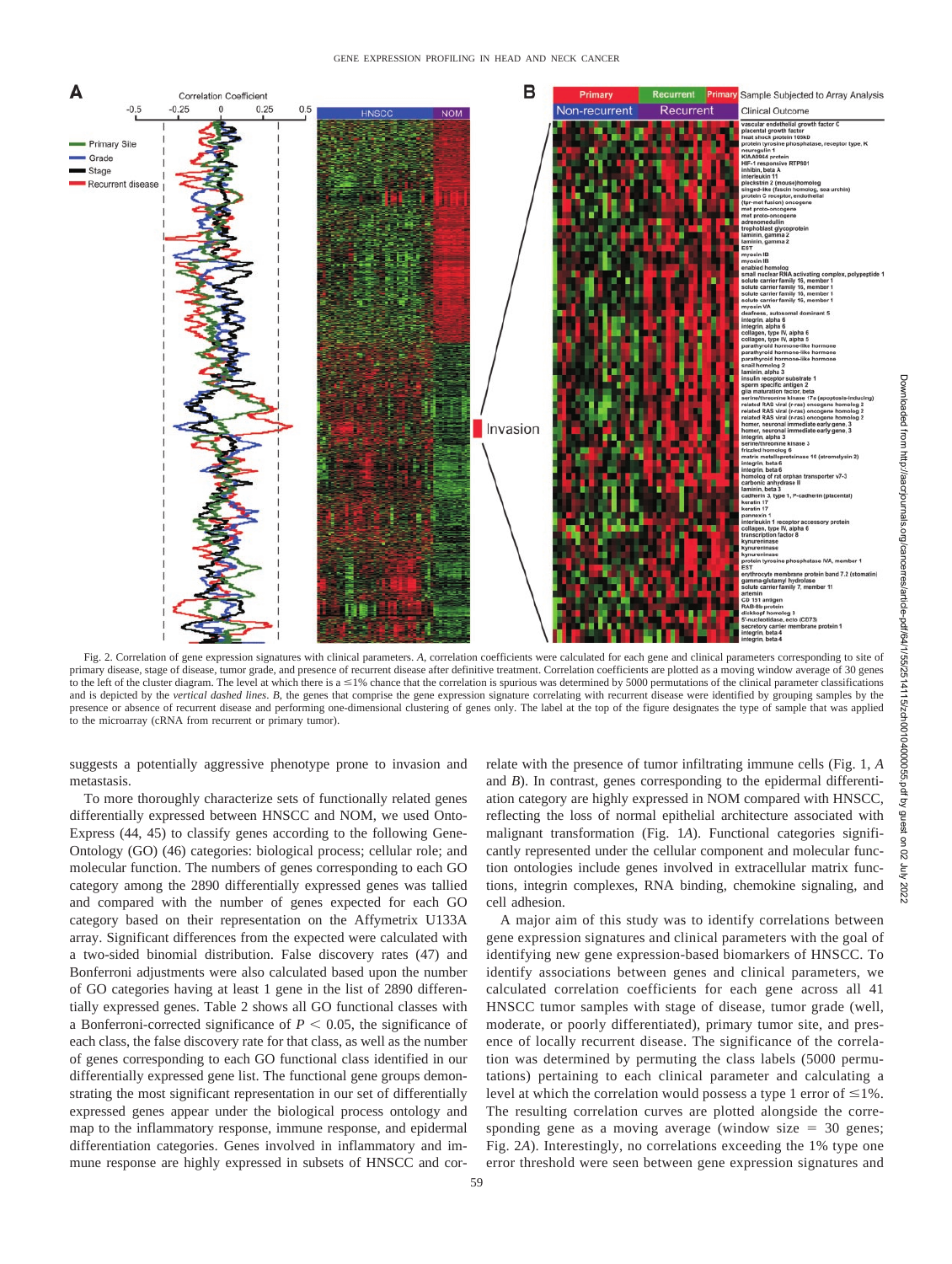Fig. 2. Correlation of gene expression signatures with clinical parameters. *A*, correlation coefficients were calculated for each gene and clinical parameters corresponding to site of primary disease, stage of disease, tumor grade, and presence of recurrent disease after definitive treatment. Correlation coefficients are plotted as a moving window average of 30 genes to the left of the cluster diagram. The level at which there is a ≤1% chance that the correlation is spurious was determined by 5000 permutations of the clinical parameter classifications and is depicted by the *vertical dashed lines*. *B*, the genes that comprise the gene expression signature correlating with recurrent disease were identified by grouping samples by the presence or absence of recurrent disease and performing one-dimensional clustering of genes only. The label at the top of the figure designates the type of sample that was applied to the microarray (cRNA from recurrent or primary tumor).

suggests a potentially aggressive phenotype prone to invasion and metastasis.

To more thoroughly characterize sets of functionally related genes differentially expressed between HNSCC and NOM, we used Onto-Express (44, 45) to classify genes according to the following Gene-Ontology (GO) (46) categories: biological process; cellular role; and molecular function. The numbers of genes corresponding to each GO category among the 2890 differentially expressed genes was tallied and compared with the number of genes expected for each GO category based on their representation on the Affymetrix U133A array. Significant differences from the expected were calculated with a two-sided binomial distribution. False discovery rates (47) and Bonferroni adjustments were also calculated based upon the number of GO categories having at least 1 gene in the list of 2890 differentially expressed genes. Table 2 shows all GO functional classes with a Bonferroni-corrected significance of $P < 0.05$, the significance of each class, the false discovery rate for that class, as well as the number of genes corresponding to each GO functional class identified in our differentially expressed gene list. The functional gene groups demonstrating the most significant representation in our set of differentially expressed genes appear under the biological process ontology and map to the inflammatory response, immune response, and epidermal differentiation categories. Genes involved in inflammatory and immune response are highly expressed in subsets of HNSCC and correlate with the presence of tumor infiltrating immune cells (Fig. 1, *A* and *B*). In contrast, genes corresponding to the epidermal differentiation category are highly expressed in NOM compared with HNSCC, reflecting the loss of normal epithelial architecture associated with malignant transformation (Fig. 1*A*). Functional categories significantly represented under the cellular component and molecular function ontologies include genes involved in extracellular matrix functions, integrin complexes, RNA binding, chemokine signaling, and cell adhesion.

A major aim of this study was to identify correlations between gene expression signatures and clinical parameters with the goal of identifying new gene expression-based biomarkers of HNSCC. To identify associations between genes and clinical parameters, we calculated correlation coefficients for each gene across all 41 HNSCC tumor samples with stage of disease, tumor grade (well, moderate, or poorly differentiated), primary tumor site, and presence of locally recurrent disease. The significance of the correlation was determined by permuting the class labels (5000 permutations) pertaining to each clinical parameter and calculating a level at which the correlation would possess a type 1 error of ≤1%. The resulting correlation curves are plotted alongside the corresponding gene as a moving average (window size = 30 genes; Fig. 2*A*). Interestingly, no correlations exceeding the 1% type one error threshold were seen between gene expression signatures and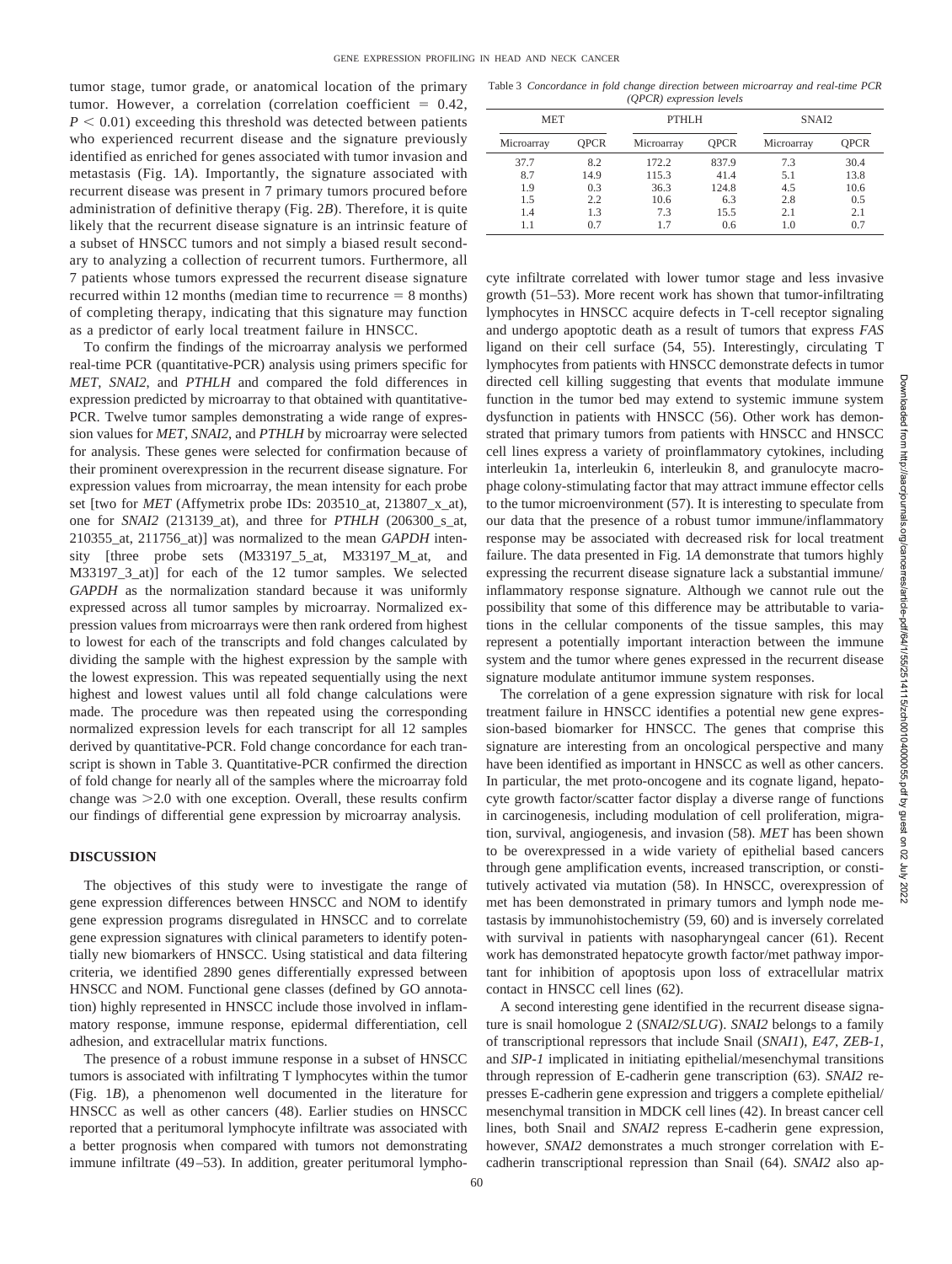tumor stage, tumor grade, or anatomical location of the primary tumor. However, a correlation (correlation coefficient = 0.42, $P < 0.01$) exceeding this threshold was detected between patients who experienced recurrent disease and the signature previously identified as enriched for genes associated with tumor invasion and metastasis (Fig. 1*A*). Importantly, the signature associated with recurrent disease was present in 7 primary tumors procured before administration of definitive therapy (Fig. 2*B*). Therefore, it is quite likely that the recurrent disease signature is an intrinsic feature of a subset of HNSCC tumors and not simply a biased result secondary to analyzing a collection of recurrent tumors. Furthermore, all 7 patients whose tumors expressed the recurrent disease signature recurred within 12 months (median time to recurrence = 8 months) of completing therapy, indicating that this signature may function as a predictor of early local treatment failure in HNSCC.

To confirm the findings of the microarray analysis we performed real-time PCR (quantitative-PCR) analysis using primers specific for *MET*, *SNAI2*, and *PTHLH* and compared the fold differences in expression predicted by microarray to that obtained with quantitative-PCR. Twelve tumor samples demonstrating a wide range of expression values for *MET*, *SNAI2*, and *PTHLH* by microarray were selected for analysis. These genes were selected for confirmation because of their prominent overexpression in the recurrent disease signature. For expression values from microarray, the mean intensity for each probe set [two for *MET* (Affymetrix probe IDs: 203510_at, 213807_x_at), one for *SNAI2* (213139_at), and three for *PTHLH* (206300_s_at, 210355_at, 211756_at)] was normalized to the mean *GAPDH* intensity [three probe sets (M33197_5_at, M33197_M_at, and M33197_3_at)] for each of the 12 tumor samples. We selected *GAPDH* as the normalization standard because it was uniformly expressed across all tumor samples by microarray. Normalized expression values from microarrays were then rank ordered from highest to lowest for each of the transcripts and fold changes calculated by dividing the sample with the highest expression by the sample with the lowest expression. This was repeated sequentially using the next highest and lowest values until all fold change calculations were made. The procedure was then repeated using the corresponding normalized expression levels for each transcript for all 12 samples derived by quantitative-PCR. Fold change concordance for each transcript is shown in Table 3. Quantitative-PCR confirmed the direction of fold change for nearly all of the samples where the microarray fold change was >2.0 with one exception. Overall, these results confirm our findings of differential gene expression by microarray analysis.

Table 3 *Concordance in fold change direction between microarray and real-time PCR (QPCR) expression levels*

| MET | | PTHLH | | SNAI2 | |
|---|---|---|---|---|---|
| Microarray | QPCR | Microarray | QPCR | Microarray | QPCR |
| 37.7 | 8.2 | 172.2 | 837.9 | 7.3 | 30.4 |
| 8.7 | 14.9 | 115.3 | 41.4 | 5.1 | 13.8 |
| 1.9 | 0.3 | 36.3 | 124.8 | 4.5 | 10.6 |
| 1.5 | 2.2 | 10.6 | 6.3 | 2.8 | 0.5 |
| 1.4 | 1.3 | 7.3 | 15.5 | 2.1 | 2.1 |
| 1.1 | 0.7 | 1.7 | 0.6 | 1.0 | 0.7 |

## DISCUSSION

The objectives of this study were to investigate the range of gene expression differences between HNSCC and NOM to identify gene expression programs disregulated in HNSCC and to correlate gene expression signatures with clinical parameters to identify potentially new biomarkers of HNSCC. Using statistical and data filtering criteria, we identified 2890 genes differentially expressed between HNSCC and NOM. Functional gene classes (defined by GO annotation) highly represented in HNSCC include those involved in inflammatory response, immune response, epidermal differentiation, cell adhesion, and extracellular matrix functions.

The presence of a robust immune response in a subset of HNSCC tumors is associated with infiltrating T lymphocytes within the tumor (Fig. 1*B*), a phenomenon well documented in the literature for HNSCC as well as other cancers (48). Earlier studies on HNSCC reported that a peritumoral lymphocyte infiltrate was associated with a better prognosis when compared with tumors not demonstrating immune infiltrate (49–53). In addition, greater peritumoral lymphocyte infiltrate correlated with lower tumor stage and less invasive growth (51–53). More recent work has shown that tumor-infiltrating lymphocytes in HNSCC acquire defects in T-cell receptor signaling and undergo apoptotic death as a result of tumors that express *FAS* ligand on their cell surface (54, 55). Interestingly, circulating T lymphocytes from patients with HNSCC demonstrate defects in tumor directed cell killing suggesting that events that modulate immune function in the tumor bed may extend to systemic immune system dysfunction in patients with HNSCC (56). Other work has demonstrated that primary tumors from patients with HNSCC and HNSCC cell lines express a variety of proinflammatory cytokines, including interleukin 1a, interleukin 6, interleukin 8, and granulocyte macrophage colony-stimulating factor that may attract immune effector cells to the tumor microenvironment (57). It is interesting to speculate from our data that the presence of a robust tumor immune/inflammatory response may be associated with decreased risk for local treatment failure. The data presented in Fig. 1*A* demonstrate that tumors highly expressing the recurrent disease signature lack a substantial immune/inflammatory response signature. Although we cannot rule out the possibility that some of this difference may be attributable to variations in the cellular components of the tissue samples, this may represent a potentially important interaction between the immune system and the tumor where genes expressed in the recurrent disease signature modulate antitumor immune system responses.

The correlation of a gene expression signature with risk for local treatment failure in HNSCC identifies a potential new gene expression-based biomarker for HNSCC. The genes that comprise this signature are interesting from an oncological perspective and many have been identified as important in HNSCC as well as other cancers. In particular, the met proto-oncogene and its cognate ligand, hepatocyte growth factor/scatter factor display a diverse range of functions in carcinogenesis, including modulation of cell proliferation, migration, survival, angiogenesis, and invasion (58). *MET* has been shown to be overexpressed in a wide variety of epithelial based cancers through gene amplification events, increased transcription, or constitutively activated via mutation (58). In HNSCC, overexpression of met has been demonstrated in primary tumors and lymph node metastasis by immunohistochemistry (59, 60) and is inversely correlated with survival in patients with nasopharyngeal cancer (61). Recent work has demonstrated hepatocyte growth factor/met pathway important for inhibition of apoptosis upon loss of extracellular matrix contact in HNSCC cell lines (62).

A second interesting gene identified in the recurrent disease signature is snail homologue 2 (*SNAI2/SLUG*). *SNAI2* belongs to a family of transcriptional repressors that include Snail (*SNAI1*), *E47*, *ZEB-1*, and *SIP-1* implicated in initiating epithelial/mesenchymal transitions through repression of E-cadherin gene transcription (63). *SNAI2* represses E-cadherin gene expression and triggers a complete epithelial/mesenchymal transition in MDCK cell lines (42). In breast cancer cell lines, both Snail and *SNAI2* repress E-cadherin gene expression, however, *SNAI2* demonstrates a much stronger correlation with E-cadherin transcriptional repression than Snail (64). *SNAI2* also ap-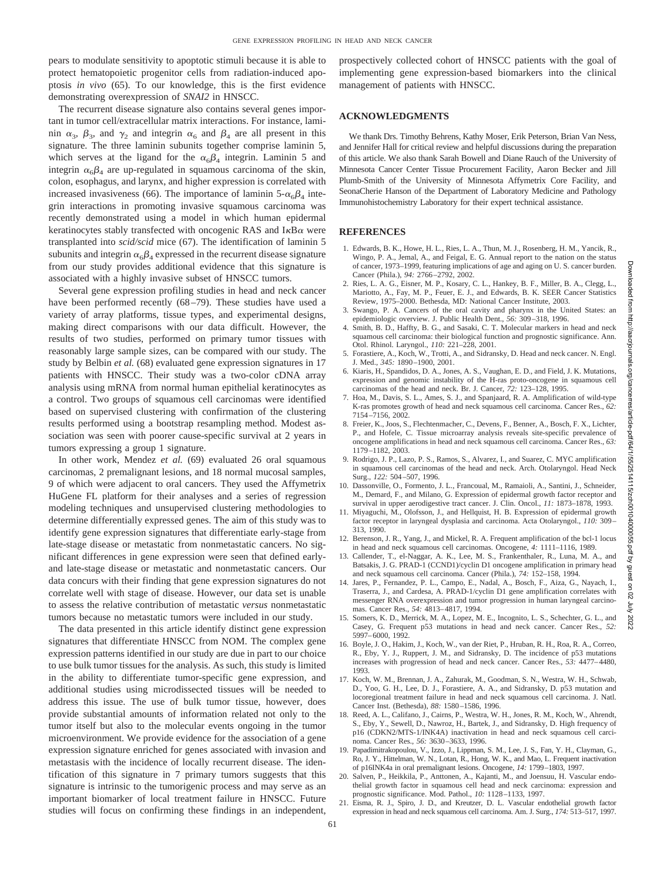pears to modulate sensitivity to apoptotic stimuli because it is able to protect hematopoietic progenitor cells from radiation-induced apoptosis *in vivo* (65). To our knowledge, this is the first evidence demonstrating overexpression of *SNAI2* in HNSCC.

The recurrent disease signature also contains several genes important in tumor cell/extracellular matrix interactions. For instance, laminin $\alpha_3$, $\beta_3$, and $\gamma_2$ and integrin $\alpha_6$ and $\beta_4$ are all present in this signature. The three laminin subunits together comprise laminin 5, which serves at the ligand for the $\alpha_6\beta_4$ integrin. Laminin 5 and integrin $\alpha_6\beta_4$ are up-regulated in squamous carcinoma of the skin, colon, esophagus, and larynx, and higher expression is correlated with increased invasiveness (66). The importance of laminin 5-$\alpha_6\beta_4$ integrin interactions in promoting invasive squamous carcinoma was recently demonstrated using a model in which human epidermal keratinocytes stably transfected with oncogenic RAS and I$\kappa$B$\alpha$ were transplanted into *scid/scid* mice (67). The identification of laminin 5 subunits and integrin $\alpha_6\beta_4$ expressed in the recurrent disease signature from our study provides additional evidence that this signature is associated with a highly invasive subset of HNSCC tumors.

Several gene expression profiling studies in head and neck cancer have been performed recently (68–79). These studies have used a variety of array platforms, tissue types, and experimental designs, making direct comparisons with our data difficult. However, the results of two studies, performed on primary tumor tissues with reasonably large sample sizes, can be compared with our study. The study by Belbin *et al.* (68) evaluated gene expression signatures in 17 patients with HNSCC. Their study was a two-color cDNA array analysis using mRNA from normal human epithelial keratinocytes as a control. Two groups of squamous cell carcinomas were identified based on supervised clustering with confirmation of the clustering results performed using a bootstrap resampling method. Modest association was seen with poorer cause-specific survival at 2 years in tumors expressing a group 1 signature.

In other work, Mendez *et al.* (69) evaluated 26 oral squamous carcinomas, 2 premalignant lesions, and 18 normal mucosal samples, 9 of which were adjacent to oral cancers. They used the Affymetrix HuGene FL platform for their analyses and a series of regression modeling techniques and unsupervised clustering methodologies to determine differentially expressed genes. The aim of this study was to identify gene expression signatures that differentiate early-stage from late-stage disease or metastatic from nonmetastatic cancers. No significant differences in gene expression were seen that defined early- and late-stage disease or metastatic and nonmetastatic cancers. Our data concurs with their finding that gene expression signatures do not correlate well with stage of disease. However, our data set is unable to assess the relative contribution of metastatic *versus* nonmetastatic tumors because no metastatic tumors were included in our study.

The data presented in this article identify distinct gene expression signatures that differentiate HNSCC from NOM. The complex gene expression patterns identified in our study are due in part to our choice to use bulk tumor tissues for the analysis. As such, this study is limited in the ability to differentiate tumor-specific gene expression, and additional studies using microdissected tissues will be needed to address this issue. The use of bulk tumor tissue, however, does provide substantial amounts of information related not only to the tumor itself but also to the molecular events ongoing in the tumor microenvironment. We provide evidence for the association of a gene expression signature enriched for genes associated with invasion and metastasis with the incidence of locally recurrent disease. The identification of this signature in 7 primary tumors suggests that this signature is intrinsic to the tumorigenic process and may serve as an important biomarker of local treatment failure in HNSCC. Future studies will focus on confirming these findings in an independent, prospectively collected cohort of HNSCC patients with the goal of implementing gene expression-based biomarkers into the clinical management of patients with HNSCC.

## ACKNOWLEDGMENTS

We thank Drs. Timothy Behrens, Kathy Moser, Erik Peterson, Brian Van Ness, and Jennifer Hall for critical review and helpful discussions during the preparation of this article. We also thank Sarah Bowell and Diane Rauch of the University of Minnesota Cancer Center Tissue Procurement Facility, Aaron Becker and Jill Plumb-Smith of the University of Minnesota Affymetrix Core Facility, and SeonaCherie Hanson of the Department of Laboratory Medicine and Pathology Immunohistochemistry Laboratory for their expert technical assistance.

## REFERENCES

1. Edwards, B. K., Howe, H. L., Ries, L. A., Thun, M. J., Rosenberg, H. M., Yancik, R., Wingo, P. A., Jemal, A., and Feigal, E. G. Annual report to the nation on the status of cancer, 1973–1999, featuring implications of age and aging on U. S. cancer burden. Cancer (Phila.), *94:* 2766–2792, 2002.
2. Ries, L. A. G., Eisner, M. P., Kosary, C. L., Hankey, B. F., Miller, B. A., Clegg, L., Mariotto, A., Fay, M. P., Feuer, E. J., and Edwards, B. K. SEER Cancer Statistics Review, 1975–2000. Bethesda, MD: National Cancer Institute, 2003.
3. Swango, P. A. Cancers of the oral cavity and pharynx in the United States: an epidemiologic overview. J. Public Health Dent., *56:* 309–318, 1996.
4. Smith, B. D., Haffty, B. G., and Sasaki, C. T. Molecular markers in head and neck squamous cell carcinoma: their biological function and prognostic significance. Ann. Otol. Rhinol. Laryngol., *110:* 221–228, 2001.
5. Forastiere, A., Koch, W., Trotti, A., and Sidransky, D. Head and neck cancer. N. Engl. J. Med., *345:* 1890–1900, 2001.
6. Kiaris, H., Spandidos, D. A., Jones, A. S., Vaughan, E. D., and Field, J. K. Mutations, expression and genomic instability of the H-ras proto-oncogene in squamous cell carcinomas of the head and neck. Br. J. Cancer, *72:* 123–128, 1995.
7. Hoa, M., Davis, S. L., Ames, S. J., and Spanjaard, R. A. Amplification of wild-type K-ras promotes growth of head and neck squamous cell carcinoma. Cancer Res., *62:* 7154–7156, 2002.
8. Freier, K., Joos, S., Flechtenmacher, C., Devens, F., Benner, A., Bosch, F. X., Lichter, P., and Hofele, C. Tissue microarray analysis reveals site-specific prevalence of oncogene amplifications in head and neck squamous cell carcinoma. Cancer Res., *63:* 1179–1182, 2003.
9. Rodrigo, J. P., Lazo, P. S., Ramos, S., Alvarez, I., and Suarez, C. MYC amplification in squamous cell carcinomas of the head and neck. Arch. Otolaryngol. Head Neck Surg., *122:* 504–507, 1996.
10. Dassonville, O., Formento, J. L., Francoual, M., Ramaioli, A., Santini, J., Schneider, M., Demard, F., and Milano, G. Expression of epidermal growth factor receptor and survival in upper aerodigestive tract cancer. J. Clin. Oncol., *11:* 1873–1878, 1993.
11. Miyaguchi, M., Olofsson, J., and Hellquist, H. B. Expression of epidermal growth factor receptor in laryngeal dysplasia and carcinoma. Acta Otolaryngol., *110:* 309–313, 1990.
12. Berenson, J. R., Yang, J., and Mickel, R. A. Frequent amplification of the bcl-1 locus in head and neck squamous cell carcinomas. Oncogene, *4:* 1111–1116, 1989.
13. Callender, T., el-Naggar, A. K., Lee, M. S., Frankenthaler, R., Luna, M. A., and Batsakis, J. G. PRAD-1 (CCND1)/cyclin D1 oncogene amplification in primary head and neck squamous cell carcinoma. Cancer (Phila.), *74:* 152–158, 1994.
14. Jares, P., Fernandez, P. L., Campo, E., Nadal, A., Bosch, F., Aiza, G., Nayach, I., Traserra, J., and Cardesa, A. PRAD-1/cyclin D1 gene amplification correlates with messenger RNA overexpression and tumor progression in human laryngeal carcinomas. Cancer Res., *54:* 4813–4817, 1994.
15. Somers, K. D., Merrick, M. A., Lopez, M. E., Incognito, L. S., Schechter, G. L., and Casey, G. Frequent p53 mutations in head and neck cancer. Cancer Res., *52:* 5997–6000, 1992.
16. Boyle, J. O., Hakim, J., Koch, W., van der Riet, P., Hruban, R. H., Roa, R. A., Correo, R., Eby, Y. J., Ruppert, J. M., and Sidransky, D. The incidence of p53 mutations increases with progression of head and neck cancer. Cancer Res., *53:* 4477–4480, 1993.
17. Koch, W. M., Brennan, J. A., Zahurak, M., Goodman, S. N., Westra, W. H., Schwab, D., Yoo, G. H., Lee, D. J., Forastiere, A. A., and Sidransky, D. p53 mutation and locoregional treatment failure in head and neck squamous cell carcinoma. J. Natl. Cancer Inst. (Bethesda), *88:* 1580–1586, 1996.
18. Reed, A. L., Califano, J., Cairns, P., Westra, W. H., Jones, R. M., Koch, W., Ahrendt, S., Eby, Y., Sewell, D., Nawroz, H., Bartek, J., and Sidransky, D. High frequency of p16 (CDKN2/MTS-1/INK4A) inactivation in head and neck squamous cell carcinoma. Cancer Res., *56:* 3630–3633, 1996.
19. Papadimitrakopoulou, V., Izzo, J., Lippman, S. M., Lee, J. S., Fan, Y. H., Clayman, G., Ro, J. Y., Hittelman, W. N., Lotan, R., Hong, W. K., and Mao, L. Frequent inactivation of p16INK4a in oral premalignant lesions. Oncogene, *14:* 1799–1803, 1997.
20. Salven, P., Heikkila, P., Anttonen, A., Kajanti, M., and Joensuu, H. Vascular endothelial growth factor in squamous cell head and neck carcinoma: expression and prognostic significance. Mod. Pathol., *10:* 1128–1133, 1997.
21. Eisma, R. J., Spiro, J. D., and Kreutzer, D. L. Vascular endothelial growth factor expression in head and neck squamous cell carcinoma. Am. J. Surg., *174:* 513–517, 1997.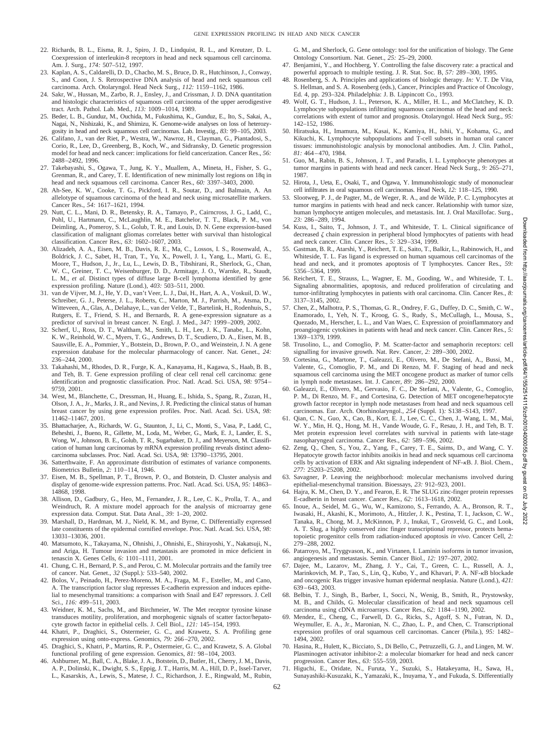22. Richards, B. L., Eisma, R. J., Spiro, J. D., Lindquist, R. L., and Kreutzer, D. L. Coexpression of interleukin-8 receptors in head and neck squamous cell carcinoma. Am. J. Surg., *174:* 507–512, 1997.
23. Kaplan, A. S., Caldarelli, D. D., Chacho, M. S., Bruce, D. R., Hutchinson, J., Conway, S., and Coon, J. S. Retrospective DNA analysis of head and neck squamous cell carcinoma. Arch. Otolaryngol. Head Neck Surg., *112:* 1159–1162, 1986.
24. Sakr, W., Hussan, M., Zarbo, R. J., Ensley, J., and Crissman, J. D. DNA quantitation and histologic characteristics of squamous cell carcinoma of the upper aerodigestive tract. Arch. Pathol. Lab. Med., *113:* 1009–1014, 1989.
25. Beder, L. B., Gunduz, M., Ouchida, M., Fukushima, K., Gunduz, E., Ito, S., Sakai, A., Nagai, N., Nishizaki, K., and Shimizu, K. Genome-wide analyses on loss of heterozygosity in head and neck squamous cell carcinomas. Lab. Investig., *83:* 99–105, 2003.
26. Califano, J., van der Riet, P., Westra, W., Nawroz, H., Clayman, G., Piantadosi, S., Corio, R., Lee, D., Greenberg, B., Koch, W., and Sidransky, D. Genetic progression model for head and neck cancer: implications for field cancerization. Cancer Res., *56:* 2488–2492, 1996.
27. Takebayashi, S., Ogawa, T., Jung, K. Y., Muallem, A., Mineta, H., Fisher, S. G., Grenman, R., and Carey, T. E. Identification of new minimally lost regions on 18q in head and neck squamous cell carcinoma. Cancer Res., *60:* 3397–3403, 2000.
28. Ah-See, K. W., Cooke, T. G., Pickford, I. R., Soutar, D., and Balmain, A. An allelotype of squamous carcinoma of the head and neck using microsatellite markers. Cancer Res., *54:* 1617–1621, 1994.
29. Nutt, C. L., Mani, D. R., Betensky, R. A., Tamayo, P., Cairncross, J. G., Ladd, C., Pohl, U., Hartmann, C., McLaughlin, M. E., Batchelor, T. T., Black, P. M., von Deimling, A., Pomeroy, S. L., Golub, T. R., and Louis, D. N. Gene expression-based classification of malignant gliomas correlates better with survival than histological classification. Cancer Res., *63:* 1602–1607, 2003.
30. Alizadeh, A. A., Eisen, M. B., Davis, R. E., Ma, C., Lossos, I. S., Rosenwald, A., Boldrick, J. C., Sabet, H., Tran, T., Yu, X., Powell, J. I., Yang, L., Marti, G. E., Moore, T., Hudson, J., Jr., Lu, L., Lewis, D. B., Tibshirani, R., Sherlock, G., Chan, W. C., Greiner, T. C., Weisenburger, D. D., Armitage, J. O., Warnke, R., Staudt, L. M., *et al.* Distinct types of diffuse large B-cell lymphoma identified by gene expression profiling. Nature (Lond.), *403:* 503–511, 2000.
31. van de Vijver, M. J., He, Y. D., van't Veer, L. J., Dai, H., Hart, A. A., Voskuil, D. W., Schreiber, G. J., Peterse, J. L., Roberts, C., Marton, M. J., Parrish, M., Atsma, D., Witteveen, A., Glas, A., Delahaye, L., van der Velde, T., Bartelink, H., Rodenhuis, S., Rutgers, E. T., Friend, S. H., and Bernards, R. A gene-expression signature as a predictor of survival in breast cancer. N. Engl. J. Med., *347:* 1999–2009, 2002.
32. Scherf, U., Ross, D. T., Waltham, M., Smith, L. H., Lee, J. K., Tanabe, L., Kohn, K. W., Reinhold, W. C., Myers, T. G., Andrews, D. T., Scudiero, D. A., Eisen, M. B., Sausville, E. A., Pommier, Y., Botstein, D., Brown, P. O., and Weinstein, J. N. A gene expression database for the molecular pharmacology of cancer. Nat. Genet., *24:* 236–244, 2000.
33. Takahashi, M., Rhodes, D. R., Furge, K. A., Kanayama, H., Kagawa, S., Haab, B. B., and Teh, B. T. Gene expression profiling of clear cell renal cell carcinoma: gene identification and prognostic classification. Proc. Natl. Acad. Sci. USA, *98:* 9754–9759, 2001.
34. West, M., Blanchette, C., Dressman, H., Huang, E., Ishida, S., Spang, R., Zuzan, H., Olson, J. A., Jr., Marks, J. R., and Nevins, J. R. Predicting the clinical status of human breast cancer by using gene expression profiles. Proc. Natl. Acad. Sci. USA, *98:* 11462–11467, 2001.
35. Bhattacharjee, A., Richards, W. G., Staunton, J., Li, C., Monti, S., Vasa, P., Ladd, C., Beheshti, J., Bueno, R., Gillette, M., Loda, M., Weber, G., Mark, E. J., Lander, E. S., Wong, W., Johnson, B. E., Golub, T. R., Sugarbaker, D. J., and Meyerson, M. Classification of human lung carcinomas by mRNA expression profiling reveals distinct adenocarcinoma subclasses. Proc. Natl. Acad. Sci. USA, *98:* 13790–13795, 2001.
36. Satterthwaite, F. An approximate distribution of estimates of variance components. Biometrics Bulletin, *2:* 110–114, 1946.
37. Eisen, M. B., Spellman, P. T., Brown, P. O., and Botstein, D. Cluster analysis and display of genome-wide expression patterns. Proc. Natl. Acad. Sci. USA, *95:* 14863–14868, 1998.
38. Allison, D., Gadbury, G., Heo, M., Fernandez, J. R., Lee, C. K., Prolla, T. A., and Weindruch, R. A mixture model approach for the analysis of microarray gene expression data. Comput. Stat. Data Anal., *39:* 1–20, 2002.
39. Marshall, D., Hardman, M. J., Nield, K. M., and Byrne, C. Differentially expressed late constituents of the epidermal cornified envelope. Proc. Natl. Acad. Sci. USA, *98:* 13031–13036, 2001.
40. Matsumoto, K., Takayama, N., Ohnishi, J., Ohnishi, E., Shirayoshi, Y., Nakatsuji, N., and Ariga, H. Tumour invasion and metastasis are promoted in mice deficient in tenascin X. Genes Cells, *6:* 1101–1111, 2001.
41. Chung, C. H., Bernard, P. S., and Perou, C. M. Molecular portraits and the family tree of cancer. Nat. Genet., *32* (Suppl.)*:* 533–540, 2002.
42. Bolos, V., Peinado, H., Perez-Moreno, M. A., Fraga, M. F., Esteller, M., and Cano, A. The transcription factor slug represses E-cadherin expression and induces epithelial to mesenchymal transitions: a comparison with Snail and E47 repressors. J. Cell Sci., *116:* 499–511, 2003.
43. Weidner, K. M., Sachs, M., and Birchmeier, W. The Met receptor tyrosine kinase transduces motility, proliferation, and morphogenic signals of scatter factor/hepatocyte growth factor in epithelial cells. J. Cell Biol., *121:* 145–154, 1993.
44. Khatri, P., Draghici, S., Ostermeier, G. C., and Krawetz, S. A. Profiling gene expression using onto-express. Genomics, *79:* 266–270, 2002.
45. Draghici, S., Khatri, P., Martins, R. P., Ostermeier, G. C., and Krawetz, S. A. Global functional profiling of gene expression. Genomics, *81:* 98–104, 2003.
46. Ashburner, M., Ball, C. A., Blake, J. A., Botstein, D., Butler, H., Cherry, J. M., Davis, A. P., Dolinski, K., Dwight, S. S., Eppig, J. T., Harris, M. A., Hill, D. P., Issel-Tarver, L., Kasarskis, A., Lewis, S., Matese, J. C., Richardson, J. E., Ringwald, M., Rubin, G. M., and Sherlock, G. Gene ontology: tool for the unification of biology. The Gene Ontology Consortium. Nat. Genet., *25:* 25–29, 2000.
47. Benjamini, Y., and Hochberg, Y. Controlling the false discovery rate: a practical and powerful approach to multiple testing. J. R. Stat. Soc. B, *57:* 289–300, 1995.
48. Rosenberg, S. A. Principles and applications of biologic therapy. *In:* V. T. De Vita, S. Hellman, and S. A. Rosenberg (eds.), Cancer, Principles and Practice of Oncology, Ed. 4, pp. 293–324. Philadelphia: J. B. Lippincott Co., 1993.
49. Wolf, G. T., Hudson, J. L., Peterson, K. A., Miller, H. L., and McLatchey, K. D. Lymphocyte subpopulations infiltrating squamous carcinomas of the head and neck: correlations with extent of tumor and prognosis. Otolaryngol. Head Neck Surg., *95:* 142–152, 1986.
50. Hiratsuka, H., Imamura, M., Kasai, K., Kamiya, H., Ishii, Y., Kohama, G., and Kikuchi, K. Lymphocyte subpopulations and T-cell subsets in human oral cancer tissues: immunohistologic analysis by monoclonal antibodies. Am. J. Clin. Pathol., *81:* 464–470, 1984.
51. Guo, M., Rabin, B. S., Johnson, J. T., and Paradis, I. L. Lymphocyte phenotypes at tumor margins in patients with head and neck cancer. Head Neck Surg., *9:* 265–271, 1987.
52. Hirota, J., Ueta, E., Osaki, T., and Ogawa, Y. Immunohistologic study of mononuclear cell infiltrates in oral squamous cell carcinomas. Head Neck, *12:* 118–125, 1990.
53. Slootweg, P. J., de Pagter, M., de Weger, R. A., and de Wilde, P. C. Lymphocytes at tumor margins in patients with head and neck cancer. Relationship with tumor size, human lymphocyte antigen molecules, and metastasis. Int. J. Oral Maxillofac. Surg., *23:* 286–289, 1994.
54. Kuss, I., Saito, T., Johnson, J. T., and Whiteside, T. L. Clinical significance of decreased ζ chain expression in peripheral blood lymphocytes of patients with head and neck cancer. Clin. Cancer Res., *5:* 329–334, 1999.
55. Gastman, B. R., Atarshi, Y., Reichert, T. E., Saito, T., Balkir, L., Rabinowich, H., and Whiteside, T. L. Fas ligand is expressed on human squamous cell carcinomas of the head and neck, and it promotes apoptosis of T lymphocytes. Cancer Res., *59:* 5356–5364, 1999.
56. Reichert, T. E., Strauss, L., Wagner, E. M., Gooding, W., and Whiteside, T. L. Signaling abnormalities, apoptosis, and reduced proliferation of circulating and tumor-infiltrating lymphocytes in patients with oral carcinoma. Clin. Cancer Res., *8:* 3137–3145, 2002.
57. Chen, Z., Malhotra, P. S., Thomas, G. R., Ondrey, F. G., Duffey, D. C., Smith, C. W., Enamorado, I., Yeh, N. T., Kroog, G. S., Rudy, S., McCullagh, L., Mousa, S., Quezado, M., Herscher, L. L., and Van Waes, C. Expression of proinflammatory and proangiogenic cytokines in patients with head and neck cancer. Clin. Cancer Res., *5:* 1369–1379, 1999.
58. Trusolino, L., and Comoglio, P. M. Scatter-factor and semaphorin receptors: cell signalling for invasive growth. Nat. Rev. Cancer, *2:* 289–300, 2002.
59. Cortesina, G., Martone, T., Galeazzi, E., Olivero, M., De Stefani, A., Bussi, M., Valente, G., Comoglio, P. M., and Di Renzo, M. F. Staging of head and neck squamous cell carcinoma using the MET oncogene product as marker of tumor cells in lymph node metastases. Int. J. Cancer, *89:* 286–292, 2000.
60. Galeazzi, E., Olivero, M., Gervasio, F. C., De Stefani, A., Valente, G., Comoglio, P. M., Di Renzo, M. F., and Cortesina, G. Detection of MET oncogene/hepatocyte growth factor receptor in lymph node metastases from head and neck squamous cell carcinomas. Eur. Arch. Otorhinolaryngol., *254* (Suppl. 1)*:* S138–S143, 1997.
61. Qian, C. N., Guo, X., Cao, B., Kort, E. J., Lee, C. C., Chen, J., Wang, L. M., Mai, W. Y., Min, H. Q., Hong, M. H., Vande Woude, G. F., Resau, J. H., and Teh, B. T. Met protein expression level correlates with survival in patients with late-stage nasopharyngeal carcinoma. Cancer Res., *62:* 589–596, 2002.
62. Zeng, Q., Chen, S., You, Z., Yang, F., Carey, T. E., Saims, D., and Wang, C. Y. Hepatocyte growth factor inhibits anoikis in head and neck squamous cell carcinoma cells by activation of ERK and Akt signaling independent of NF-κB. J. Biol. Chem., *277:* 25203–25208, 2002.
63. Savagner, P. Leaving the neighborhood: molecular mechanisms involved during epithelial-mesenchymal transition. Bioessays, *23:* 912–923, 2001.
64. Hajra, K. M., Chen, D. Y., and Fearon, E. R. The SLUG zinc-finger protein represses E-cadherin in breast cancer. Cancer Res., *62:* 1613–1618, 2002.
65. Inoue, A., Seidel, M. G., Wu, W., Kamizono, S., Ferrando, A. A., Bronson, R. T., Iwasaki, H., Akashi, K., Morimoto, A., Hitzler, J. K., Pestina, T. I., Jackson, C. W., Tanaka, R., Chong, M. J., McKinnon, P. J., Inukai, T., Grosveld, G. C., and Look, A. T. Slug, a highly conserved zinc finger transcriptional repressor, protects hematopoietic progenitor cells from radiation-induced apoptosis *in vivo*. Cancer Cell, *2:* 279–288, 2002.
66. Patarroyo, M., Tryggvason, K., and Virtanen, I. Laminin isoforms in tumor invasion, angiogenesis and metastasis. Semin. Cancer Biol., *12:* 197–207, 2002.
67. Dajee, M., Lazarov, M., Zhang, J. Y., Cai, T., Green, C. L., Russell, A. J., Marinkovich, M. P., Tao, S., Lin, Q., Kubo, Y., and Khavari, P. A. NF-κB blockade and oncogenic Ras trigger invasive human epidermal neoplasia. Nature (Lond.), *421:* 639–643, 2003.
68. Belbin, T. J., Singh, B., Barber, I., Socci, N., Wenig, B., Smith, R., Prystowsky, M. B., and Childs, G. Molecular classification of head and neck squamous cell carcinoma using cDNA microarrays. Cancer Res., *62:* 1184–1190, 2002.
69. Mendez, E., Cheng, C., Farwell, D. G., Ricks, S., Agoff, S. N., Futran, N. D., Weymuller, E. A., Jr., Maronian, N. C., Zhao, L. P., and Chen, C. Transcriptional expression profiles of oral squamous cell carcinomas. Cancer (Phila.), *95:* 1482–1494, 2002.
70. Hasina, R., Hulett, K., Bicciato, S., Di Bello, C., Petruzzelli, G. J., and Lingen, M. W. Plasminogen activator inhibitor-2: a molecular biomarker for head and neck cancer progression. Cancer Res., *63:* 555–559, 2003.
71. Higuchi, E., Oridate, N., Furuta, Y., Suzuki, S., Hatakeyama, H., Sawa, H., Sunayashiki-Kusuzaki, K., Yamazaki, K., Inuyama, Y., and Fukuda, S. Differentially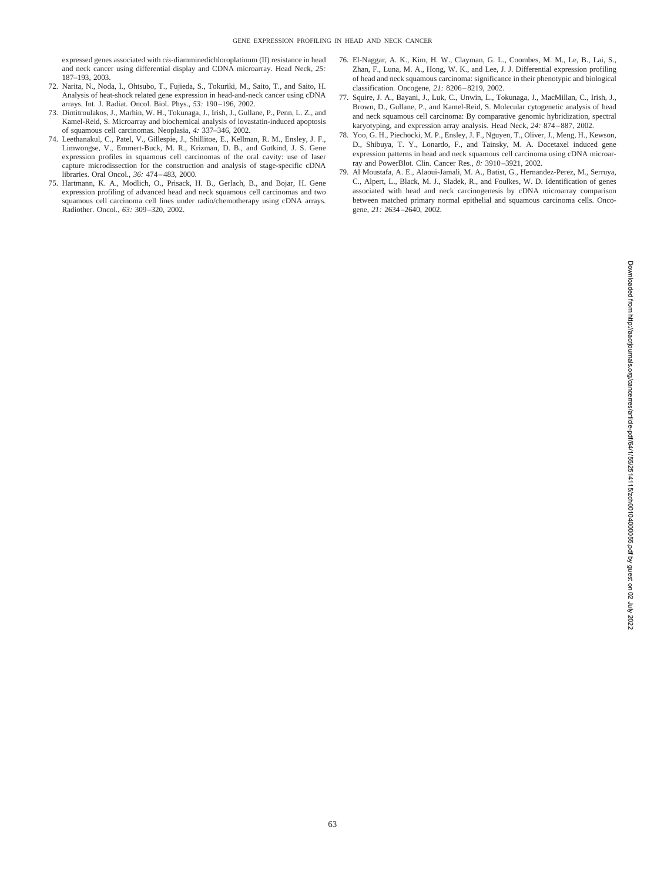expressed genes associated with *cis*-diamminedichloroplatinum (II) resistance in head and neck cancer using differential display and CDNA microarray. Head Neck, *25:* 187–193, 2003.

72. Narita, N., Noda, I., Ohtsubo, T., Fujieda, S., Tokuriki, M., Saito, T., and Saito, H. Analysis of heat-shock related gene expression in head-and-neck cancer using cDNA arrays. Int. J. Radiat. Oncol. Biol. Phys., *53:* 190–196, 2002.
73. Dimitroulakos, J., Marhin, W. H., Tokunaga, J., Irish, J., Gullane, P., Penn, L. Z., and Kamel-Reid, S. Microarray and biochemical analysis of lovastatin-induced apoptosis of squamous cell carcinomas. Neoplasia, *4:* 337–346, 2002.
74. Leethanakul, C., Patel, V., Gillespie, J., Shillitoe, E., Kellman, R. M., Ensley, J. F., Limwongse, V., Emmert-Buck, M. R., Krizman, D. B., and Gutkind, J. S. Gene expression profiles in squamous cell carcinomas of the oral cavity: use of laser capture microdissection for the construction and analysis of stage-specific cDNA libraries. Oral Oncol., *36:* 474–483, 2000.
75. Hartmann, K. A., Modlich, O., Prisack, H. B., Gerlach, B., and Bojar, H. Gene expression profiling of advanced head and neck squamous cell carcinomas and two squamous cell carcinoma cell lines under radio/chemotherapy using cDNA arrays. Radiother. Oncol., *63:* 309–320, 2002.
76. El-Naggar, A. K., Kim, H. W., Clayman, G. L., Coombes, M. M., Le, B., Lai, S., Zhan, F., Luna, M. A., Hong, W. K., and Lee, J. J. Differential expression profiling of head and neck squamous carcinoma: significance in their phenotypic and biological classification. Oncogene, *21:* 8206–8219, 2002.
77. Squire, J. A., Bayani, J., Luk, C., Unwin, L., Tokunaga, J., MacMillan, C., Irish, J., Brown, D., Gullane, P., and Kamel-Reid, S. Molecular cytogenetic analysis of head and neck squamous cell carcinoma: By comparative genomic hybridization, spectral karyotyping, and expression array analysis. Head Neck, *24:* 874–887, 2002.
78. Yoo, G. H., Piechocki, M. P., Ensley, J. F., Nguyen, T., Oliver, J., Meng, H., Kewson, D., Shibuya, T. Y., Lonardo, F., and Tainsky, M. A. Docetaxel induced gene expression patterns in head and neck squamous cell carcinoma using cDNA microarray and PowerBlot. Clin. Cancer Res., *8:* 3910–3921, 2002.
79. Al Moustafa, A. E., Alaoui-Jamali, M. A., Batist, G., Hernandez-Perez, M., Serruya, C., Alpert, L., Black, M. J., Sladek, R., and Foulkes, W. D. Identification of genes associated with head and neck carcinogenesis by cDNA microarray comparison between matched primary normal epithelial and squamous carcinoma cells. Oncogene, *21:* 2634–2640, 2002.